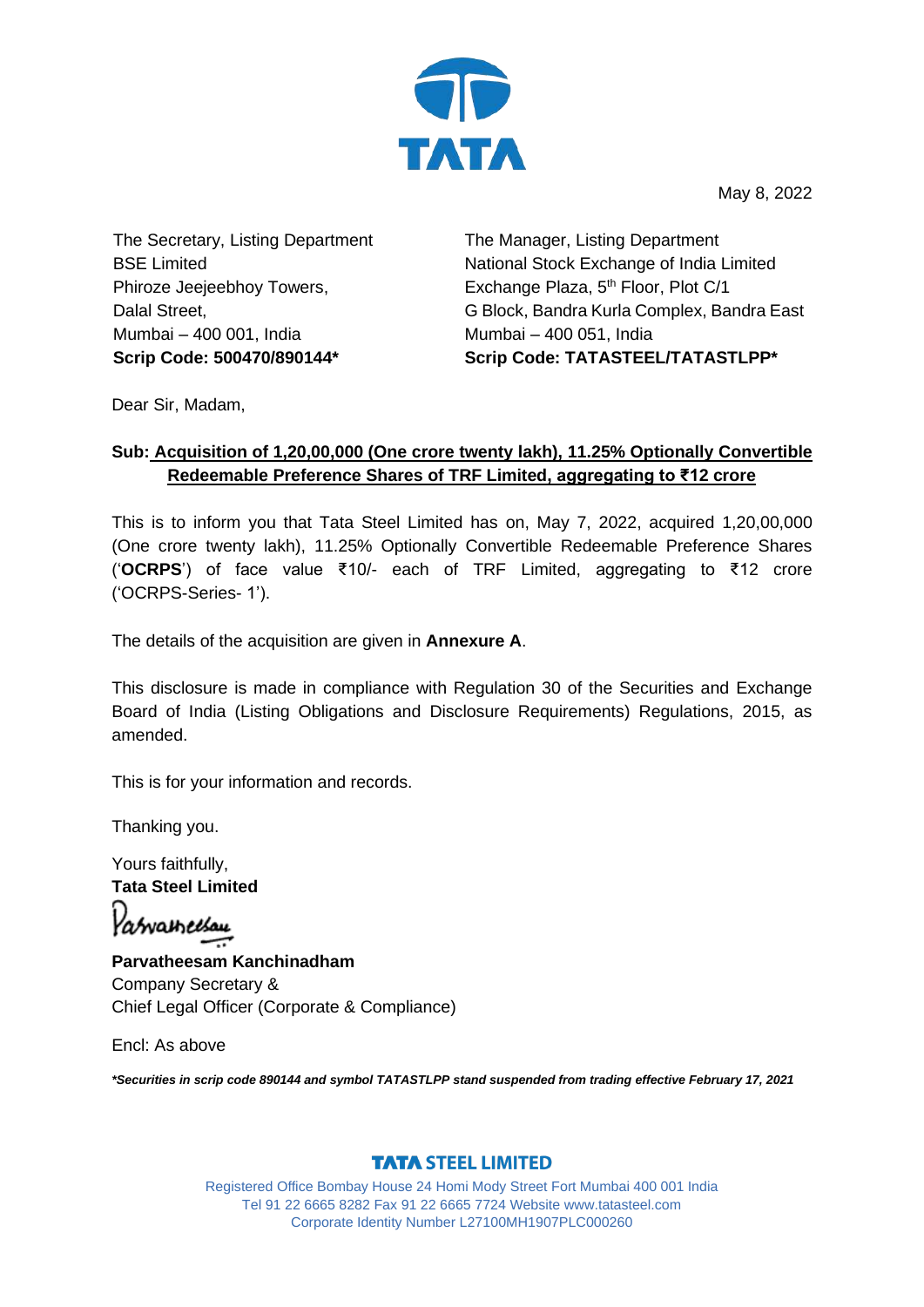May 8, 2022

The Secretary, Listing Department
BSE Limited
Phiroze Jeejeebhoy Towers,
Dalal Street,
Mumbai – 400 001, India
**Scrip Code: 500470/890144***

The Manager, Listing Department
National Stock Exchange of India Limited
Exchange Plaza, 5th Floor, Plot C/1
G Block, Bandra Kurla Complex, Bandra East
Mumbai – 400 051, India
**Scrip Code: TATASTEEL/TATASTLPP***

Dear Sir, Madam,

**Sub: Acquisition of 1,20,00,000 (One crore twenty lakh), 11.25% Optionally Convertible Redeemable Preference Shares of TRF Limited, aggregating to ₹12 crore**

This is to inform you that Tata Steel Limited has on, May 7, 2022, acquired 1,20,00,000 (One crore twenty lakh), 11.25% Optionally Convertible Redeemable Preference Shares ('**OCRPS**') of face value ₹10/- each of TRF Limited, aggregating to ₹12 crore ('OCRPS-Series- 1').

The details of the acquisition are given in **Annexure A**.

This disclosure is made in compliance with Regulation 30 of the Securities and Exchange Board of India (Listing Obligations and Disclosure Requirements) Regulations, 2015, as amended.

This is for your information and records.

Thanking you.

Yours faithfully,
**Tata Steel Limited**

**Parvatheesam Kanchinadham**
Company Secretary &
Chief Legal Officer (Corporate & Compliance)

Encl: As above

***Securities in scrip code 890144 and symbol TATASTLPP stand suspended from trading effective February 17, 2021***

**TATA STEEL LIMITED**
Registered Office Bombay House 24 Homi Mody Street Fort Mumbai 400 001 India
Tel 91 22 6665 8282 Fax 91 22 6665 7724 Website www.tatasteel.com
Corporate Identity Number L27100MH1907PLC000260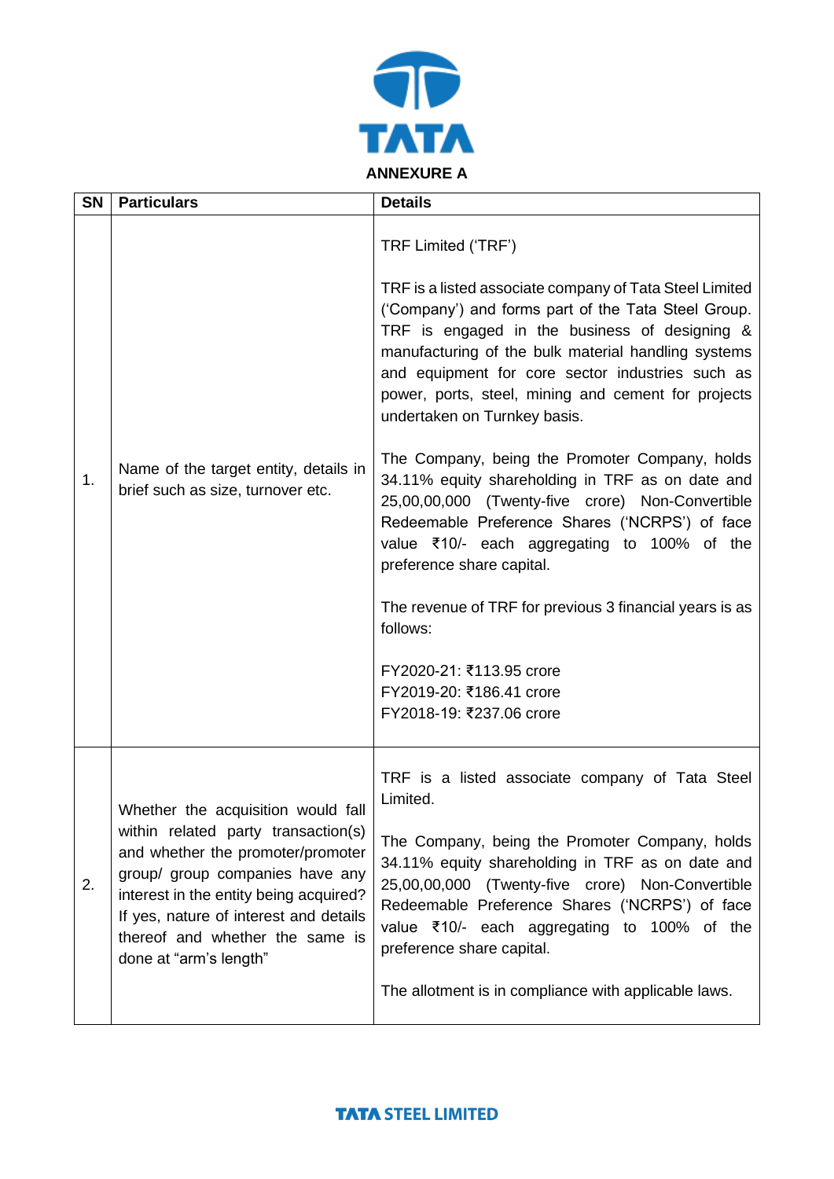## ANNEXURE A

| SN | Particulars | Details |
|---|---|---|
| 1. | Name of the target entity, details in brief such as size, turnover etc. | TRF Limited ('TRF')<br><br>TRF is a listed associate company of Tata Steel Limited ('Company') and forms part of the Tata Steel Group. TRF is engaged in the business of designing & manufacturing of the bulk material handling systems and equipment for core sector industries such as power, ports, steel, mining and cement for projects undertaken on Turnkey basis.<br><br>The Company, being the Promoter Company, holds 34.11% equity shareholding in TRF as on date and 25,00,00,000 (Twenty-five crore) Non-Convertible Redeemable Preference Shares ('NCRPS') of face value ₹10/- each aggregating to 100% of the preference share capital.<br><br>The revenue of TRF for previous 3 financial years is as follows:<br><br>FY2020-21: ₹113.95 crore<br>FY2019-20: ₹186.41 crore<br>FY2018-19: ₹237.06 crore |
| 2. | Whether the acquisition would fall within related party transaction(s) and whether the promoter/promoter group/ group companies have any interest in the entity being acquired? If yes, nature of interest and details thereof and whether the same is done at "arm's length" | TRF is a listed associate company of Tata Steel Limited.<br><br>The Company, being the Promoter Company, holds 34.11% equity shareholding in TRF as on date and 25,00,00,000 (Twenty-five crore) Non-Convertible Redeemable Preference Shares ('NCRPS') of face value ₹10/- each aggregating to 100% of the preference share capital.<br><br>The allotment is in compliance with applicable laws. |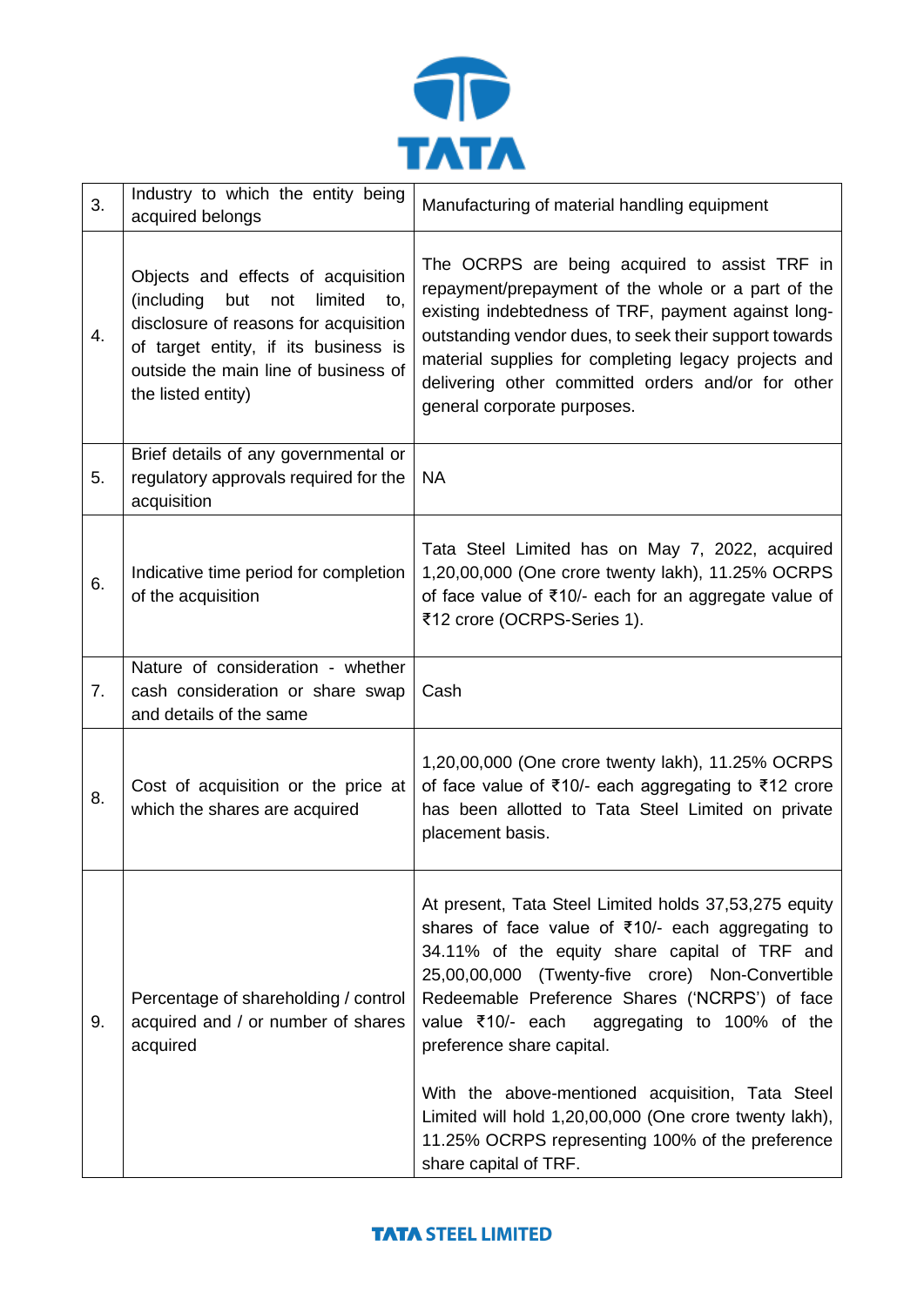| | | |
|---|---|---|
| 3. | Industry to which the entity being acquired belongs | Manufacturing of material handling equipment |
| 4. | Objects and effects of acquisition (including but not limited to, disclosure of reasons for acquisition of target entity, if its business is outside the main line of business of the listed entity) | The OCRPS are being acquired to assist TRF in repayment/prepayment of the whole or a part of the existing indebtedness of TRF, payment against long-outstanding vendor dues, to seek their support towards material supplies for completing legacy projects and delivering other committed orders and/or for other general corporate purposes. |
| 5. | Brief details of any governmental or regulatory approvals required for the acquisition | NA |
| 6. | Indicative time period for completion of the acquisition | Tata Steel Limited has on May 7, 2022, acquired 1,20,00,000 (One crore twenty lakh), 11.25% OCRPS of face value of ₹10/- each for an aggregate value of ₹12 crore (OCRPS-Series 1). |
| 7. | Nature of consideration - whether cash consideration or share swap and details of the same | Cash |
| 8. | Cost of acquisition or the price at which the shares are acquired | 1,20,00,000 (One crore twenty lakh), 11.25% OCRPS of face value of ₹10/- each aggregating to ₹12 crore has been allotted to Tata Steel Limited on private placement basis. |
| 9. | Percentage of shareholding / control acquired and / or number of shares acquired | At present, Tata Steel Limited holds 37,53,275 equity shares of face value of ₹10/- each aggregating to 34.11% of the equity share capital of TRF and 25,00,00,000 (Twenty-five crore) Non-Convertible Redeemable Preference Shares ('NCRPS') of face value ₹10/- each aggregating to 100% of the preference share capital.<br><br>With the above-mentioned acquisition, Tata Steel Limited will hold 1,20,00,000 (One crore twenty lakh), 11.25% OCRPS representing 100% of the preference share capital of TRF. |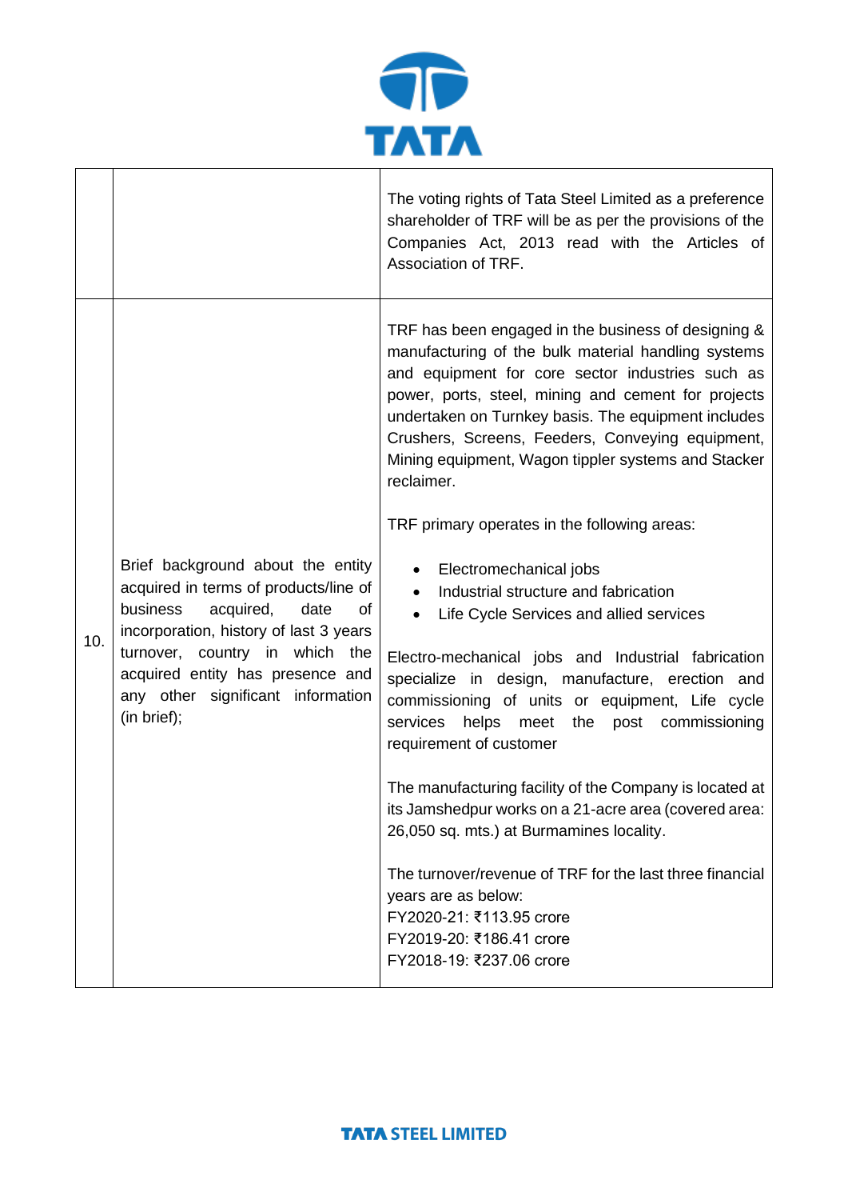| | | |
|---|---|---|
| | | The voting rights of Tata Steel Limited as a preference shareholder of TRF will be as per the provisions of the Companies Act, 2013 read with the Articles of Association of TRF. |
| 10. | Brief background about the entity acquired in terms of products/line of business acquired, date of incorporation, history of last 3 years turnover, country in which the acquired entity has presence and any other significant information (in brief); | TRF has been engaged in the business of designing & manufacturing of the bulk material handling systems and equipment for core sector industries such as power, ports, steel, mining and cement for projects undertaken on Turnkey basis. The equipment includes Crushers, Screens, Feeders, Conveying equipment, Mining equipment, Wagon tippler systems and Stacker reclaimer.<br><br>TRF primary operates in the following areas:<br><br>• Electromechanical jobs<br>• Industrial structure and fabrication<br>• Life Cycle Services and allied services<br><br>Electro-mechanical jobs and Industrial fabrication specialize in design, manufacture, erection and commissioning of units or equipment, Life cycle services helps meet the post commissioning requirement of customer<br><br>The manufacturing facility of the Company is located at its Jamshedpur works on a 21-acre area (covered area: 26,050 sq. mts.) at Burmamines locality.<br><br>The turnover/revenue of TRF for the last three financial years are as below:<br>FY2020-21: ₹113.95 crore<br>FY2019-20: ₹186.41 crore<br>FY2018-19: ₹237.06 crore |